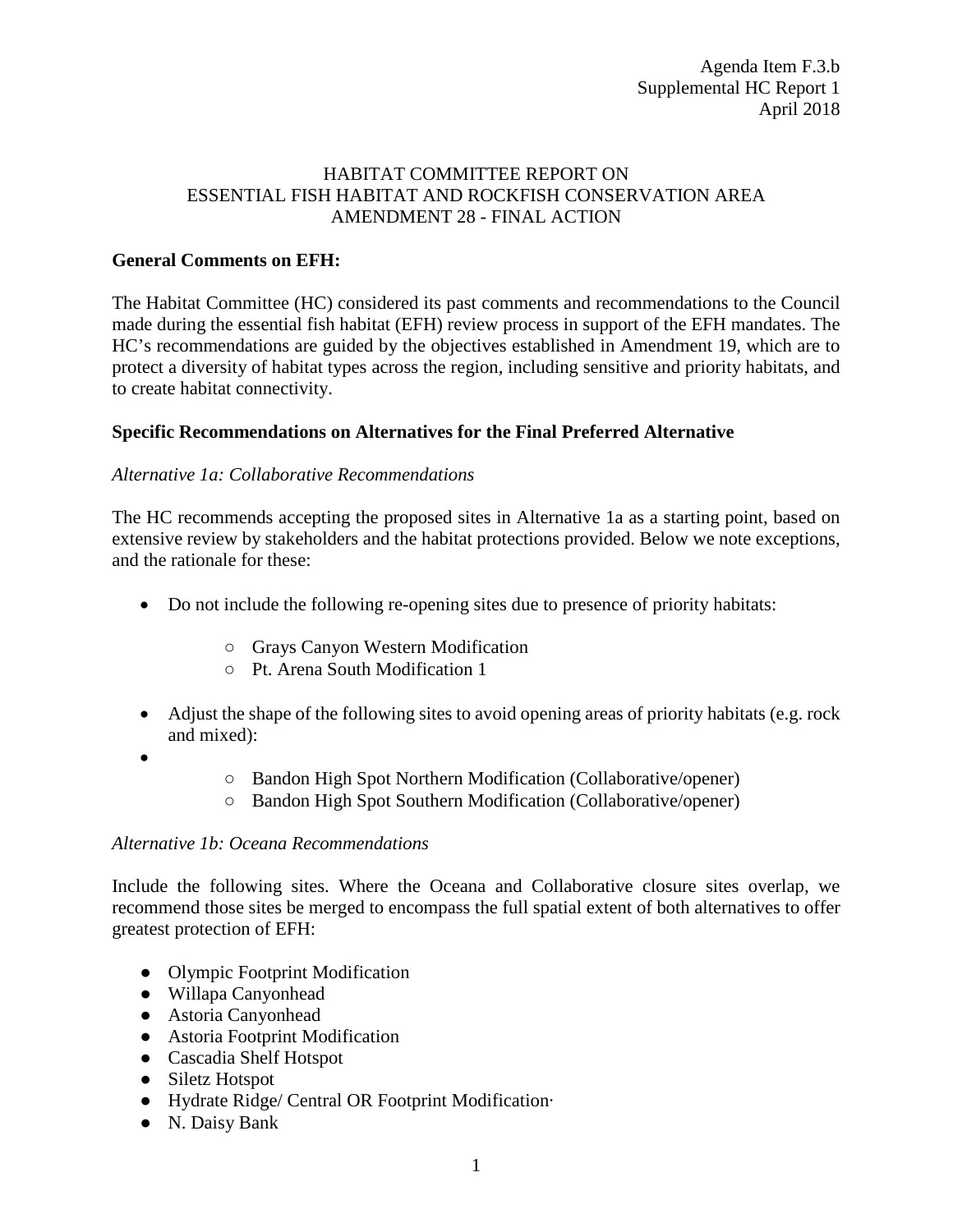Agenda Item F.3.b
Supplemental HC Report 1
April 2018

# HABITAT COMMITTEE REPORT ON ESSENTIAL FISH HABITAT AND ROCKFISH CONSERVATION AREA AMENDMENT 28 - FINAL ACTION

**General Comments on EFH:**

The Habitat Committee (HC) considered its past comments and recommendations to the Council made during the essential fish habitat (EFH) review process in support of the EFH mandates. The HC's recommendations are guided by the objectives established in Amendment 19, which are to protect a diversity of habitat types across the region, including sensitive and priority habitats, and to create habitat connectivity.

**Specific Recommendations on Alternatives for the Final Preferred Alternative**

*Alternative 1a: Collaborative Recommendations*

The HC recommends accepting the proposed sites in Alternative 1a as a starting point, based on extensive review by stakeholders and the habitat protections provided. Below we note exceptions, and the rationale for these:

- Do not include the following re-opening sites due to presence of priority habitats:
  - Grays Canyon Western Modification
  - Pt. Arena South Modification 1
- Adjust the shape of the following sites to avoid opening areas of priority habitats (e.g. rock and mixed):
-
  - Bandon High Spot Northern Modification (Collaborative/opener)
  - Bandon High Spot Southern Modification (Collaborative/opener)

*Alternative 1b: Oceana Recommendations*

Include the following sites. Where the Oceana and Collaborative closure sites overlap, we recommend those sites be merged to encompass the full spatial extent of both alternatives to offer greatest protection of EFH:

- Olympic Footprint Modification
- Willapa Canyonhead
- Astoria Canyonhead
- Astoria Footprint Modification
- Cascadia Shelf Hotspot
- Siletz Hotspot
- Hydrate Ridge/ Central OR Footprint Modification·
- N. Daisy Bank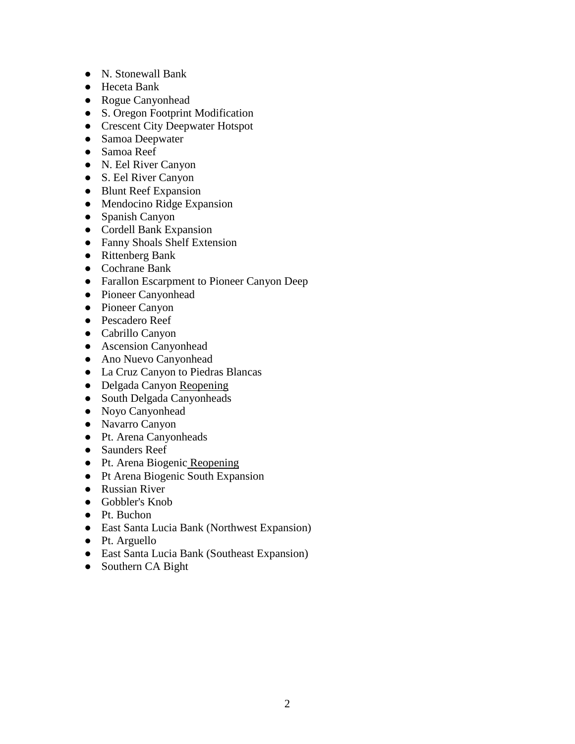- N. Stonewall Bank
- Heceta Bank
- Rogue Canyonhead
- S. Oregon Footprint Modification
- Crescent City Deepwater Hotspot
- Samoa Deepwater
- Samoa Reef
- N. Eel River Canyon
- S. Eel River Canyon
- Blunt Reef Expansion
- Mendocino Ridge Expansion
- Spanish Canyon
- Cordell Bank Expansion
- Fanny Shoals Shelf Extension
- Rittenberg Bank
- Cochrane Bank
- Farallon Escarpment to Pioneer Canyon Deep
- Pioneer Canyonhead
- Pioneer Canyon
- Pescadero Reef
- Cabrillo Canyon
- Ascension Canyonhead
- Ano Nuevo Canyonhead
- La Cruz Canyon to Piedras Blancas
- Delgada Canyon Reopening
- South Delgada Canyonheads
- Noyo Canyonhead
- Navarro Canyon
- Pt. Arena Canyonheads
- Saunders Reef
- Pt. Arena Biogenic Reopening
- Pt Arena Biogenic South Expansion
- Russian River
- Gobbler's Knob
- Pt. Buchon
- East Santa Lucia Bank (Northwest Expansion)
- Pt. Arguello
- East Santa Lucia Bank (Southeast Expansion)
- Southern CA Bight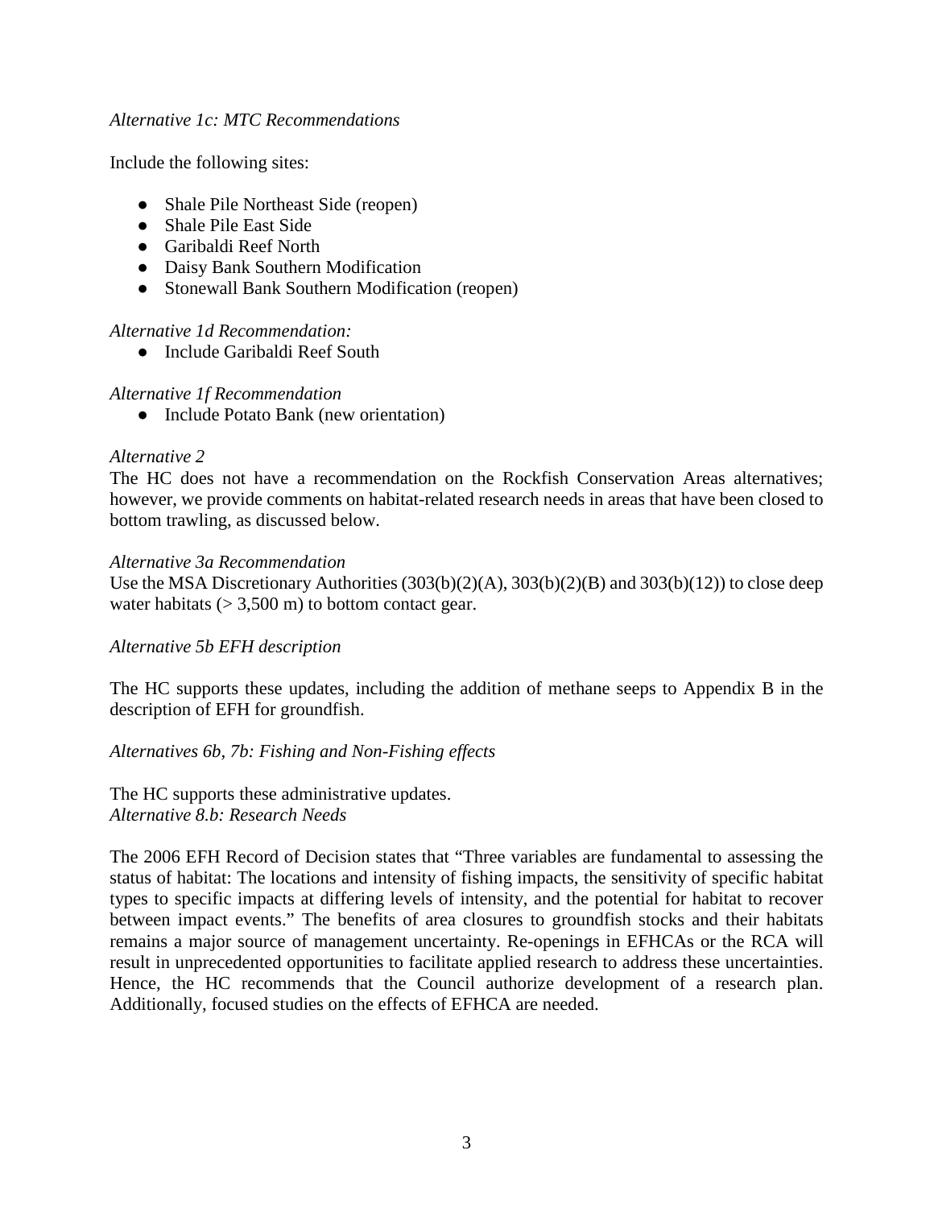*Alternative 1c: MTC Recommendations*

Include the following sites:

- Shale Pile Northeast Side (reopen)
- Shale Pile East Side
- Garibaldi Reef North
- Daisy Bank Southern Modification
- Stonewall Bank Southern Modification (reopen)

*Alternative 1d Recommendation:*

- Include Garibaldi Reef South

*Alternative 1f Recommendation*

- Include Potato Bank (new orientation)

*Alternative 2*

The HC does not have a recommendation on the Rockfish Conservation Areas alternatives; however, we provide comments on habitat-related research needs in areas that have been closed to bottom trawling, as discussed below.

*Alternative 3a Recommendation*

Use the MSA Discretionary Authorities (303(b)(2)(A), 303(b)(2)(B) and 303(b)(12)) to close deep water habitats (> 3,500 m) to bottom contact gear.

*Alternative 5b EFH description*

The HC supports these updates, including the addition of methane seeps to Appendix B in the description of EFH for groundfish.

*Alternatives 6b, 7b: Fishing and Non-Fishing effects*

The HC supports these administrative updates.

*Alternative 8.b: Research Needs*

The 2006 EFH Record of Decision states that "Three variables are fundamental to assessing the status of habitat: The locations and intensity of fishing impacts, the sensitivity of specific habitat types to specific impacts at differing levels of intensity, and the potential for habitat to recover between impact events." The benefits of area closures to groundfish stocks and their habitats remains a major source of management uncertainty. Re-openings in EFHCAs or the RCA will result in unprecedented opportunities to facilitate applied research to address these uncertainties. Hence, the HC recommends that the Council authorize development of a research plan. Additionally, focused studies on the effects of EFHCA are needed.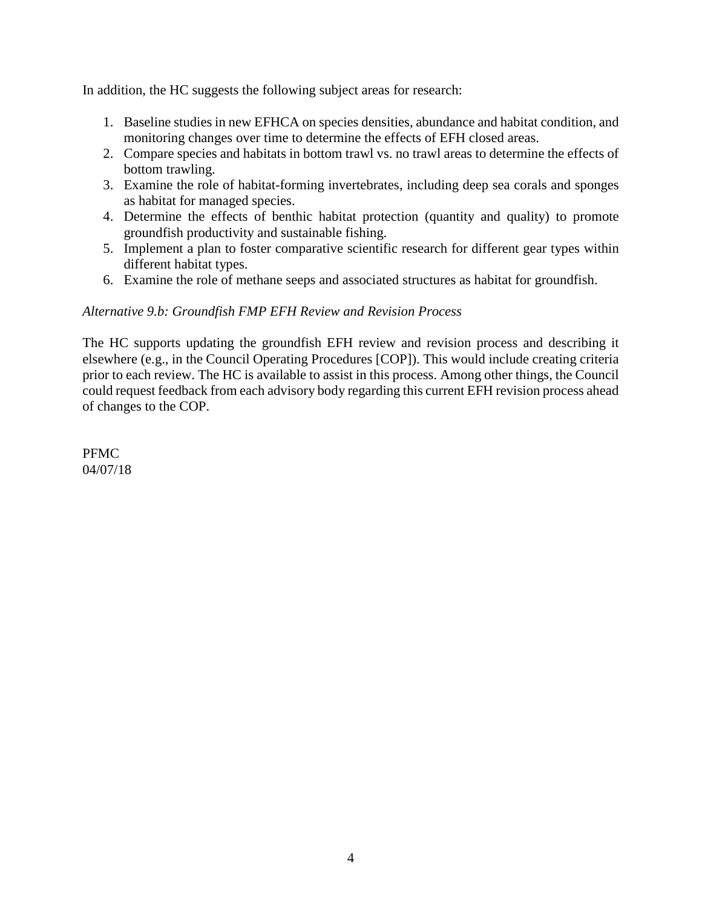In addition, the HC suggests the following subject areas for research:

1. Baseline studies in new EFHCA on species densities, abundance and habitat condition, and monitoring changes over time to determine the effects of EFH closed areas.
2. Compare species and habitats in bottom trawl vs. no trawl areas to determine the effects of bottom trawling.
3. Examine the role of habitat-forming invertebrates, including deep sea corals and sponges as habitat for managed species.
4. Determine the effects of benthic habitat protection (quantity and quality) to promote groundfish productivity and sustainable fishing.
5. Implement a plan to foster comparative scientific research for different gear types within different habitat types.
6. Examine the role of methane seeps and associated structures as habitat for groundfish.

*Alternative 9.b: Groundfish FMP EFH Review and Revision Process*

The HC supports updating the groundfish EFH review and revision process and describing it elsewhere (e.g., in the Council Operating Procedures [COP]). This would include creating criteria prior to each review. The HC is available to assist in this process. Among other things, the Council could request feedback from each advisory body regarding this current EFH revision process ahead of changes to the COP.

PFMC
04/07/18